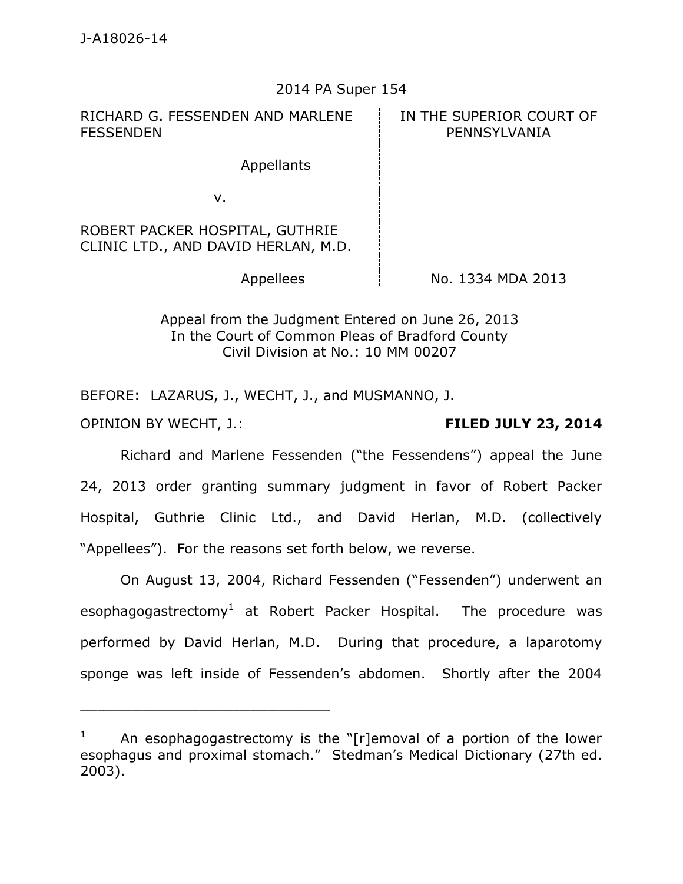J-A18026-14

2014 PA Super 154

| RICHARD G. FESSENDEN AND MARLENE FESSENDEN | IN THE SUPERIOR COURT OF PENNSYLVANIA |
|---|---|
| Appellants | |
| v. | |
| ROBERT PACKER HOSPITAL, GUTHRIE CLINIC LTD., AND DAVID HERLAN, M.D. | |
| Appellees | No. 1334 MDA 2013 |

Appeal from the Judgment Entered on June 26, 2013
In the Court of Common Pleas of Bradford County
Civil Division at No.: 10 MM 00207

BEFORE: LAZARUS, J., WECHT, J., and MUSMANNO, J.

OPINION BY WECHT, J.: **FILED JULY 23, 2014**

Richard and Marlene Fessenden ("the Fessendens") appeal the June 24, 2013 order granting summary judgment in favor of Robert Packer Hospital, Guthrie Clinic Ltd., and David Herlan, M.D. (collectively "Appellees"). For the reasons set forth below, we reverse.

On August 13, 2004, Richard Fessenden ("Fessenden") underwent an esophagogastrectomy[1] at Robert Packer Hospital. The procedure was performed by David Herlan, M.D. During that procedure, a laparotomy sponge was left inside of Fessenden's abdomen. Shortly after the 2004

---

[1] An esophagogastrectomy is the "[r]emoval of a portion of the lower esophagus and proximal stomach." Stedman's Medical Dictionary (27th ed. 2003).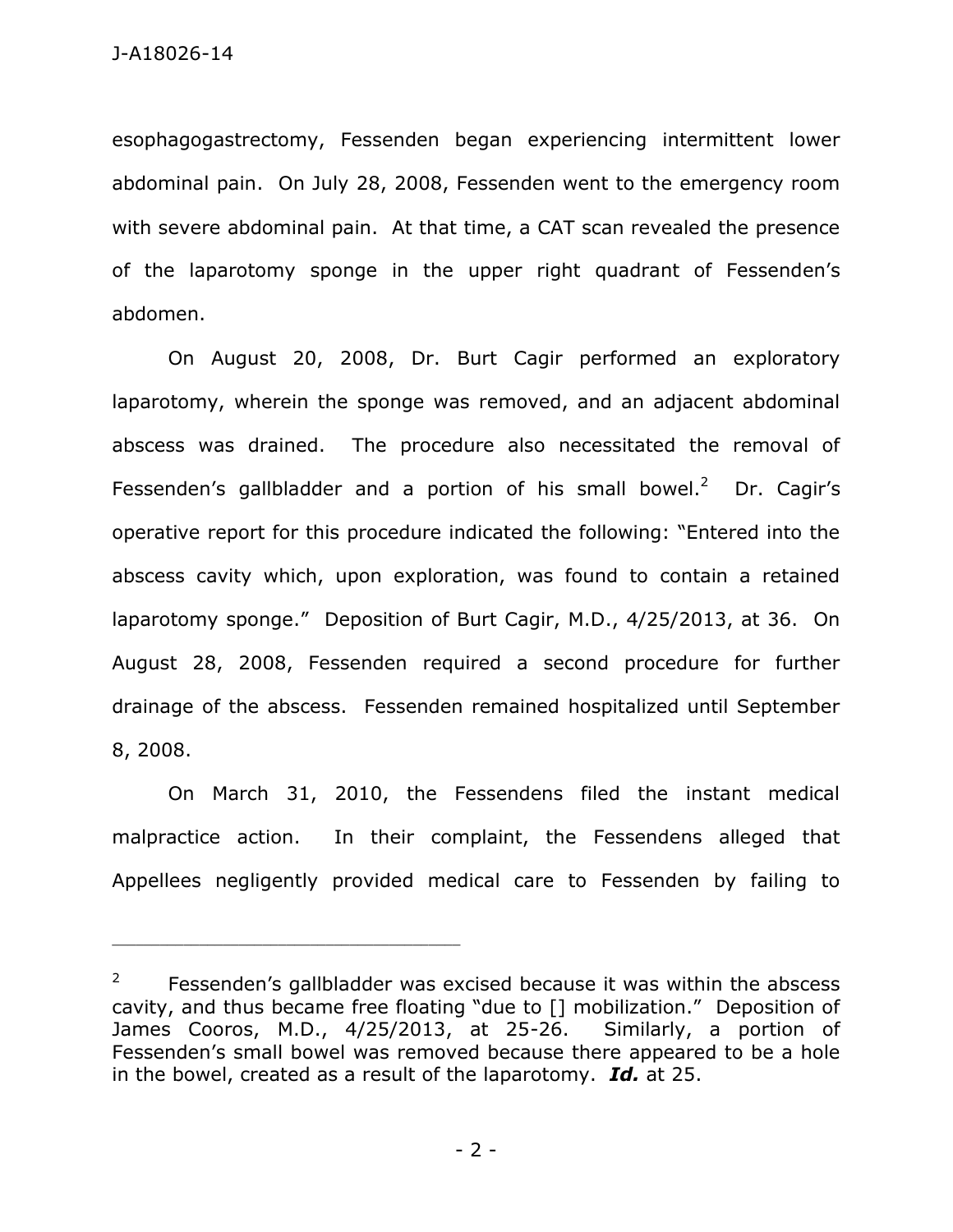esophagogastrectomy, Fessenden began experiencing intermittent lower abdominal pain. On July 28, 2008, Fessenden went to the emergency room with severe abdominal pain. At that time, a CAT scan revealed the presence of the laparotomy sponge in the upper right quadrant of Fessenden's abdomen.

On August 20, 2008, Dr. Burt Cagir performed an exploratory laparotomy, wherein the sponge was removed, and an adjacent abdominal abscess was drained. The procedure also necessitated the removal of Fessenden's gallbladder and a portion of his small bowel.[2] Dr. Cagir's operative report for this procedure indicated the following: "Entered into the abscess cavity which, upon exploration, was found to contain a retained laparotomy sponge." Deposition of Burt Cagir, M.D., 4/25/2013, at 36. On August 28, 2008, Fessenden required a second procedure for further drainage of the abscess. Fessenden remained hospitalized until September 8, 2008.

On March 31, 2010, the Fessendens filed the instant medical malpractice action. In their complaint, the Fessendens alleged that Appellees negligently provided medical care to Fessenden by failing to

---

[2] Fessenden's gallbladder was excised because it was within the abscess cavity, and thus became free floating "due to [] mobilization." Deposition of James Cooros, M.D., 4/25/2013, at 25-26. Similarly, a portion of Fessenden's small bowel was removed because there appeared to be a hole in the bowel, created as a result of the laparotomy. ***Id.*** at 25.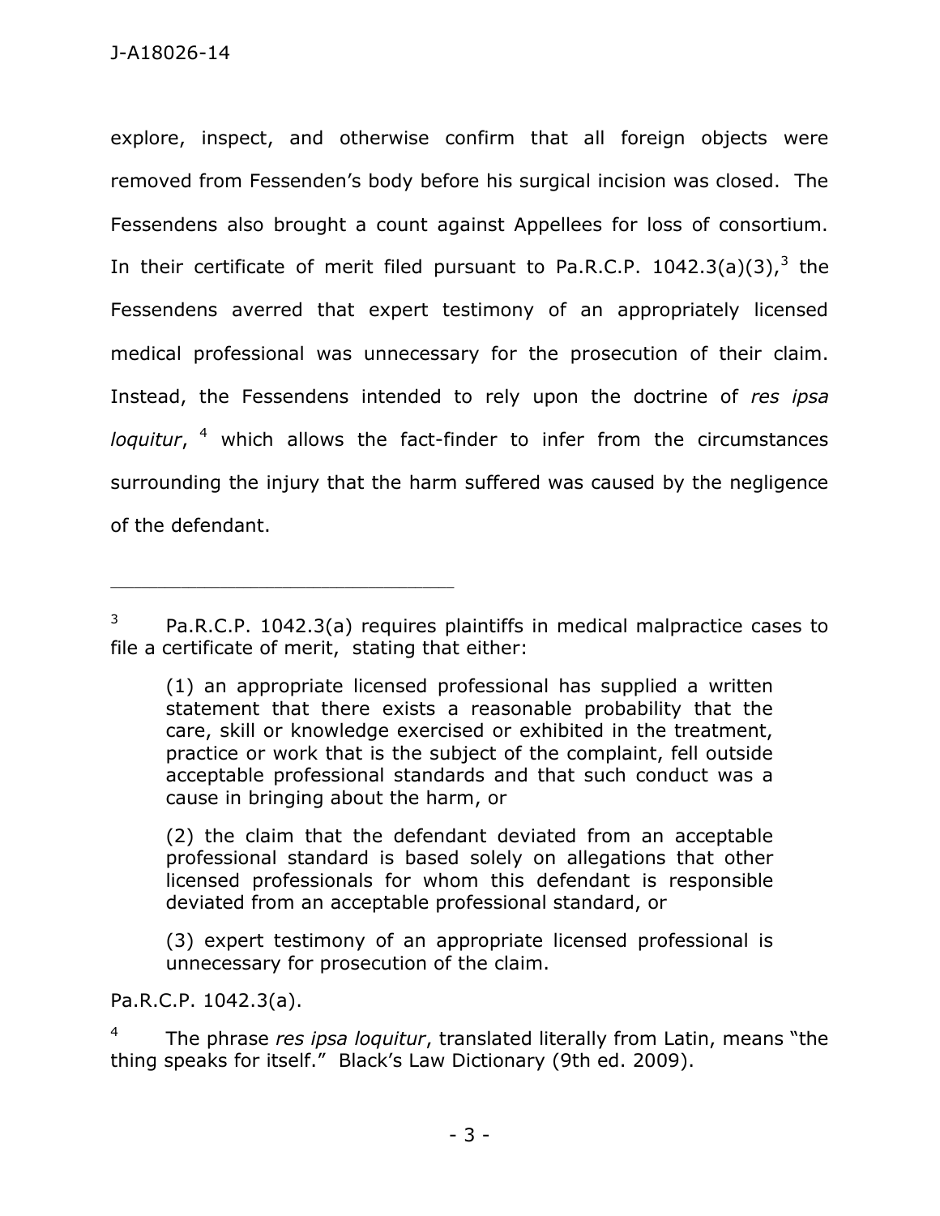explore, inspect, and otherwise confirm that all foreign objects were removed from Fessenden's body before his surgical incision was closed. The Fessendens also brought a count against Appellees for loss of consortium. In their certificate of merit filed pursuant to Pa.R.C.P. 1042.3(a)(3),[3] the Fessendens averred that expert testimony of an appropriately licensed medical professional was unnecessary for the prosecution of their claim. Instead, the Fessendens intended to rely upon the doctrine of *res ipsa loquitur*,[4] which allows the fact-finder to infer from the circumstances surrounding the injury that the harm suffered was caused by the negligence of the defendant.

---

[3] Pa.R.C.P. 1042.3(a) requires plaintiffs in medical malpractice cases to file a certificate of merit, stating that either:

> (1) an appropriate licensed professional has supplied a written statement that there exists a reasonable probability that the care, skill or knowledge exercised or exhibited in the treatment, practice or work that is the subject of the complaint, fell outside acceptable professional standards and that such conduct was a cause in bringing about the harm, or
>
> (2) the claim that the defendant deviated from an acceptable professional standard is based solely on allegations that other licensed professionals for whom this defendant is responsible deviated from an acceptable professional standard, or
>
> (3) expert testimony of an appropriate licensed professional is unnecessary for prosecution of the claim.

Pa.R.C.P. 1042.3(a).

[4] The phrase *res ipsa loquitur*, translated literally from Latin, means "the thing speaks for itself." Black's Law Dictionary (9th ed. 2009).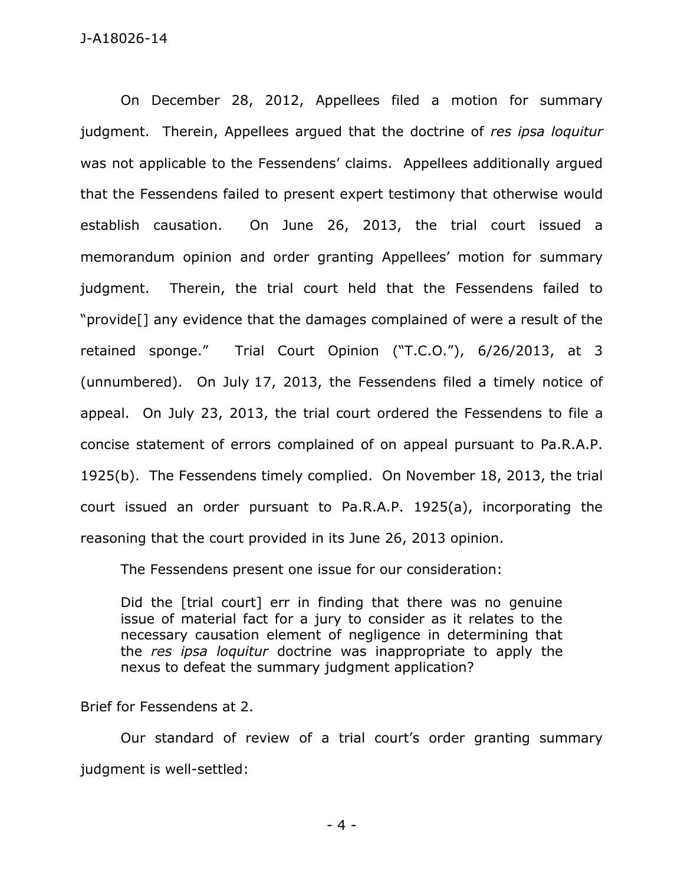On December 28, 2012, Appellees filed a motion for summary judgment. Therein, Appellees argued that the doctrine of *res ipsa loquitur* was not applicable to the Fessendens' claims. Appellees additionally argued that the Fessendens failed to present expert testimony that otherwise would establish causation. On June 26, 2013, the trial court issued a memorandum opinion and order granting Appellees' motion for summary judgment. Therein, the trial court held that the Fessendens failed to "provide[] any evidence that the damages complained of were a result of the retained sponge." Trial Court Opinion ("T.C.O."), 6/26/2013, at 3 (unnumbered). On July 17, 2013, the Fessendens filed a timely notice of appeal. On July 23, 2013, the trial court ordered the Fessendens to file a concise statement of errors complained of on appeal pursuant to Pa.R.A.P. 1925(b). The Fessendens timely complied. On November 18, 2013, the trial court issued an order pursuant to Pa.R.A.P. 1925(a), incorporating the reasoning that the court provided in its June 26, 2013 opinion.

The Fessendens present one issue for our consideration:

> Did the [trial court] err in finding that there was no genuine issue of material fact for a jury to consider as it relates to the necessary causation element of negligence in determining that the *res ipsa loquitur* doctrine was inappropriate to apply the nexus to defeat the summary judgment application?

Brief for Fessendens at 2.

Our standard of review of a trial court's order granting summary judgment is well-settled: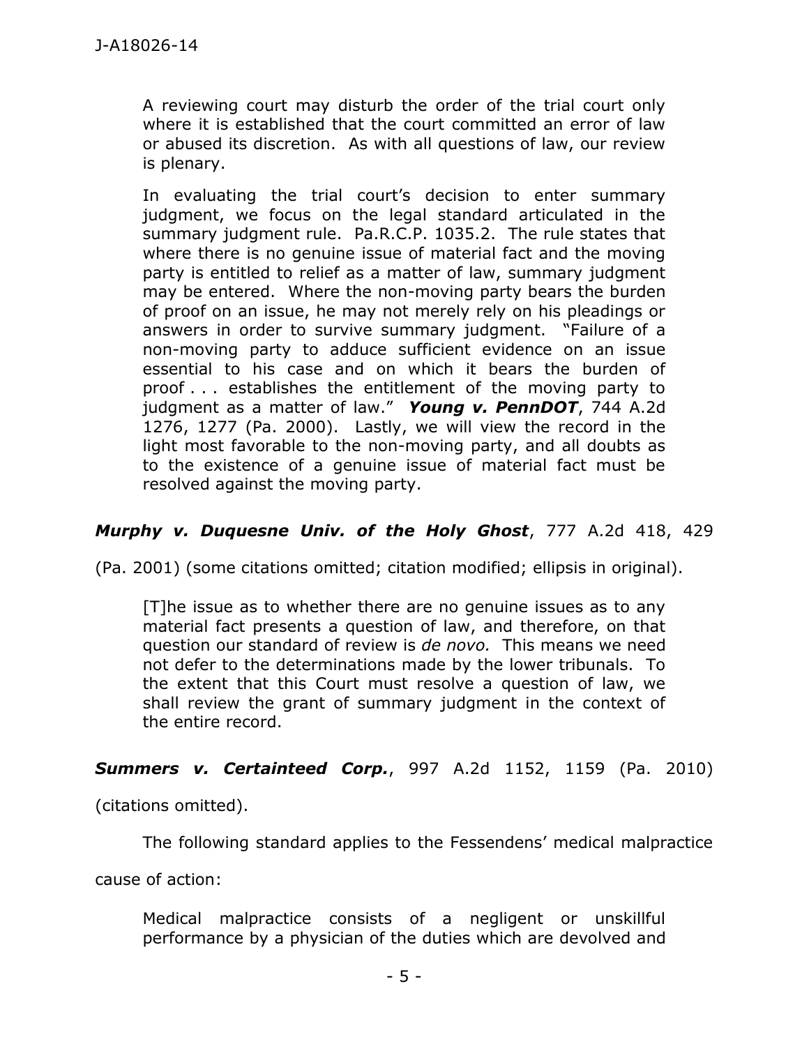> A reviewing court may disturb the order of the trial court only where it is established that the court committed an error of law or abused its discretion. As with all questions of law, our review is plenary.
>
> In evaluating the trial court's decision to enter summary judgment, we focus on the legal standard articulated in the summary judgment rule. Pa.R.C.P. 1035.2. The rule states that where there is no genuine issue of material fact and the moving party is entitled to relief as a matter of law, summary judgment may be entered. Where the non-moving party bears the burden of proof on an issue, he may not merely rely on his pleadings or answers in order to survive summary judgment. "Failure of a non-moving party to adduce sufficient evidence on an issue essential to his case and on which it bears the burden of proof . . . establishes the entitlement of the moving party to judgment as a matter of law." ***Young v. PennDOT***, 744 A.2d 1276, 1277 (Pa. 2000). Lastly, we will view the record in the light most favorable to the non-moving party, and all doubts as to the existence of a genuine issue of material fact must be resolved against the moving party.

***Murphy v. Duquesne Univ. of the Holy Ghost***, 777 A.2d 418, 429 (Pa. 2001) (some citations omitted; citation modified; ellipsis in original).

> [T]he issue as to whether there are no genuine issues as to any material fact presents a question of law, and therefore, on that question our standard of review is *de novo.* This means we need not defer to the determinations made by the lower tribunals. To the extent that this Court must resolve a question of law, we shall review the grant of summary judgment in the context of the entire record.

***Summers v. Certainteed Corp.***, 997 A.2d 1152, 1159 (Pa. 2010) (citations omitted).

The following standard applies to the Fessendens' medical malpractice cause of action:

> Medical malpractice consists of a negligent or unskillful performance by a physician of the duties which are devolved and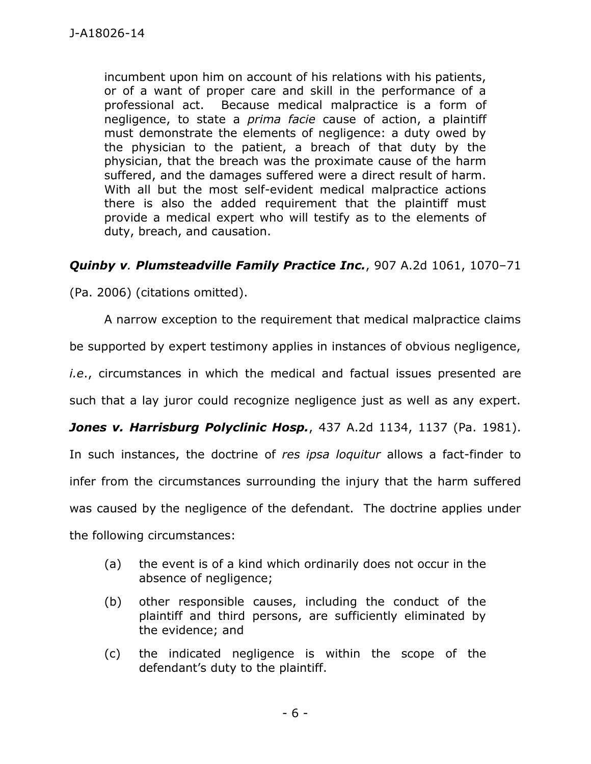> incumbent upon him on account of his relations with his patients, or of a want of proper care and skill in the performance of a professional act. Because medical malpractice is a form of negligence, to state a *prima facie* cause of action, a plaintiff must demonstrate the elements of negligence: a duty owed by the physician to the patient, a breach of that duty by the physician, that the breach was the proximate cause of the harm suffered, and the damages suffered were a direct result of harm. With all but the most self-evident medical malpractice actions there is also the added requirement that the plaintiff must provide a medical expert who will testify as to the elements of duty, breach, and causation.

***Quinby v. Plumsteadville Family Practice Inc.***, 907 A.2d 1061, 1070–71 (Pa. 2006) (citations omitted).

A narrow exception to the requirement that medical malpractice claims be supported by expert testimony applies in instances of obvious negligence, *i.e.*, circumstances in which the medical and factual issues presented are such that a lay juror could recognize negligence just as well as any expert. ***Jones v. Harrisburg Polyclinic Hosp.***, 437 A.2d 1134, 1137 (Pa. 1981). In such instances, the doctrine of *res ipsa loquitur* allows a fact-finder to infer from the circumstances surrounding the injury that the harm suffered was caused by the negligence of the defendant. The doctrine applies under the following circumstances:

> (a) the event is of a kind which ordinarily does not occur in the absence of negligence;
>
> (b) other responsible causes, including the conduct of the plaintiff and third persons, are sufficiently eliminated by the evidence; and
>
> (c) the indicated negligence is within the scope of the defendant's duty to the plaintiff.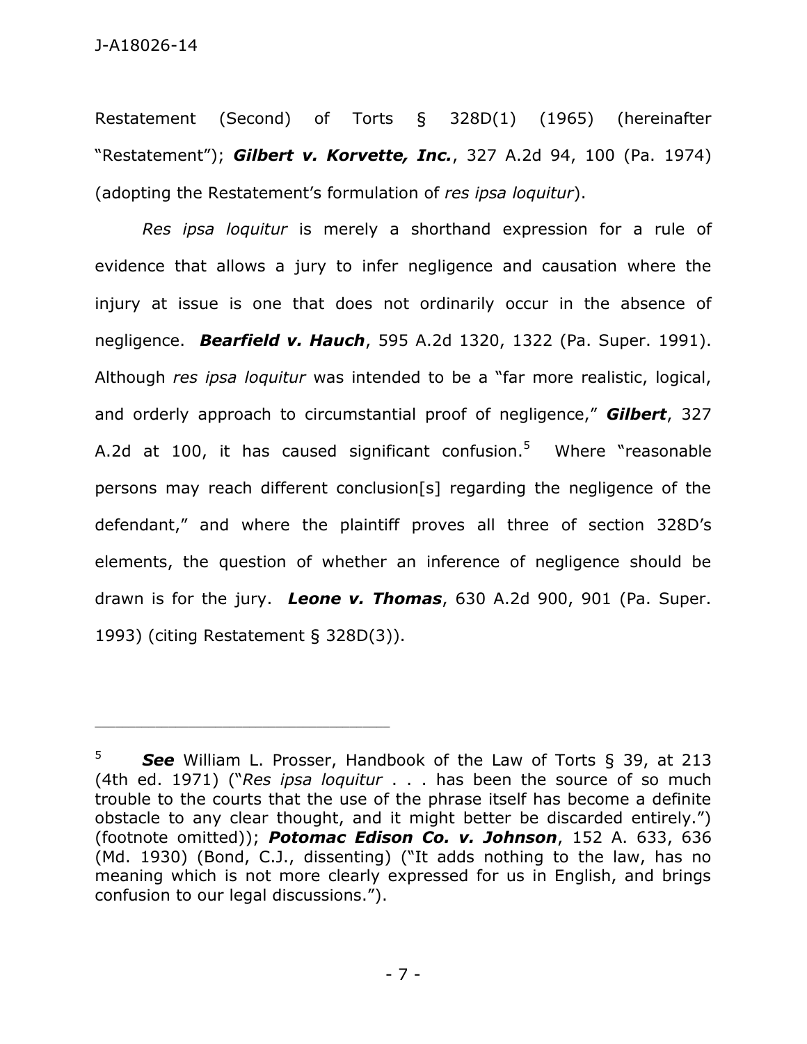Restatement (Second) of Torts § 328D(1) (1965) (hereinafter "Restatement"); ***Gilbert v. Korvette, Inc.***, 327 A.2d 94, 100 (Pa. 1974) (adopting the Restatement's formulation of *res ipsa loquitur*).

*Res ipsa loquitur* is merely a shorthand expression for a rule of evidence that allows a jury to infer negligence and causation where the injury at issue is one that does not ordinarily occur in the absence of negligence. ***Bearfield v. Hauch***, 595 A.2d 1320, 1322 (Pa. Super. 1991). Although *res ipsa loquitur* was intended to be a "far more realistic, logical, and orderly approach to circumstantial proof of negligence," ***Gilbert***, 327 A.2d at 100, it has caused significant confusion.[5] Where "reasonable persons may reach different conclusion[s] regarding the negligence of the defendant," and where the plaintiff proves all three of section 328D's elements, the question of whether an inference of negligence should be drawn is for the jury. ***Leone v. Thomas***, 630 A.2d 900, 901 (Pa. Super. 1993) (citing Restatement § 328D(3)).

---

[5] ***See*** William L. Prosser, Handbook of the Law of Torts § 39, at 213 (4th ed. 1971) ("*Res ipsa loquitur* . . . has been the source of so much trouble to the courts that the use of the phrase itself has become a definite obstacle to any clear thought, and it might better be discarded entirely.") (footnote omitted)); ***Potomac Edison Co. v. Johnson***, 152 A. 633, 636 (Md. 1930) (Bond, C.J., dissenting) ("It adds nothing to the law, has no meaning which is not more clearly expressed for us in English, and brings confusion to our legal discussions.").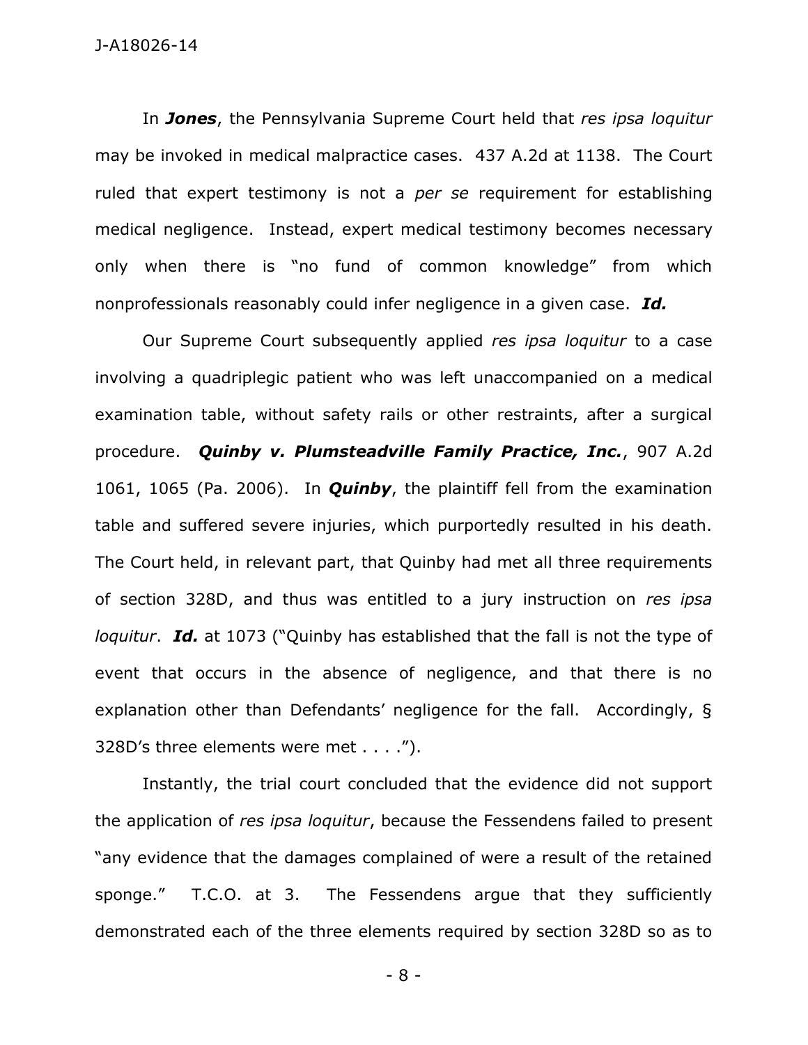In ***Jones***, the Pennsylvania Supreme Court held that *res ipsa loquitur* may be invoked in medical malpractice cases. 437 A.2d at 1138. The Court ruled that expert testimony is not a *per se* requirement for establishing medical negligence. Instead, expert medical testimony becomes necessary only when there is "no fund of common knowledge" from which nonprofessionals reasonably could infer negligence in a given case. ***Id.***

Our Supreme Court subsequently applied *res ipsa loquitur* to a case involving a quadriplegic patient who was left unaccompanied on a medical examination table, without safety rails or other restraints, after a surgical procedure. ***Quinby v. Plumsteadville Family Practice, Inc.***, 907 A.2d 1061, 1065 (Pa. 2006). In ***Quinby***, the plaintiff fell from the examination table and suffered severe injuries, which purportedly resulted in his death. The Court held, in relevant part, that Quinby had met all three requirements of section 328D, and thus was entitled to a jury instruction on *res ipsa loquitur*. ***Id.*** at 1073 ("Quinby has established that the fall is not the type of event that occurs in the absence of negligence, and that there is no explanation other than Defendants' negligence for the fall. Accordingly, § 328D's three elements were met . . . .").

Instantly, the trial court concluded that the evidence did not support the application of *res ipsa loquitur*, because the Fessendens failed to present "any evidence that the damages complained of were a result of the retained sponge." T.C.O. at 3. The Fessendens argue that they sufficiently demonstrated each of the three elements required by section 328D so as to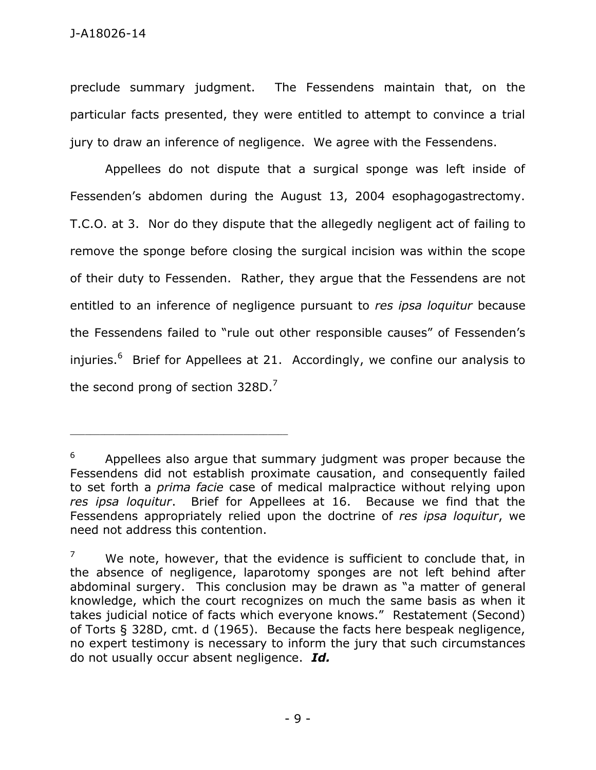preclude summary judgment. The Fessendens maintain that, on the particular facts presented, they were entitled to attempt to convince a trial jury to draw an inference of negligence. We agree with the Fessendens.

Appellees do not dispute that a surgical sponge was left inside of Fessenden's abdomen during the August 13, 2004 esophagogastrectomy. T.C.O. at 3. Nor do they dispute that the allegedly negligent act of failing to remove the sponge before closing the surgical incision was within the scope of their duty to Fessenden. Rather, they argue that the Fessendens are not entitled to an inference of negligence pursuant to *res ipsa loquitur* because the Fessendens failed to "rule out other responsible causes" of Fessenden's injuries.[6] Brief for Appellees at 21. Accordingly, we confine our analysis to the second prong of section 328D.[7]

---

[6] Appellees also argue that summary judgment was proper because the Fessendens did not establish proximate causation, and consequently failed to set forth a *prima facie* case of medical malpractice without relying upon *res ipsa loquitur*. Brief for Appellees at 16. Because we find that the Fessendens appropriately relied upon the doctrine of *res ipsa loquitur*, we need not address this contention.

[7] We note, however, that the evidence is sufficient to conclude that, in the absence of negligence, laparotomy sponges are not left behind after abdominal surgery. This conclusion may be drawn as "a matter of general knowledge, which the court recognizes on much the same basis as when it takes judicial notice of facts which everyone knows." Restatement (Second) of Torts § 328D, cmt. d (1965). Because the facts here bespeak negligence, no expert testimony is necessary to inform the jury that such circumstances do not usually occur absent negligence. ***Id.***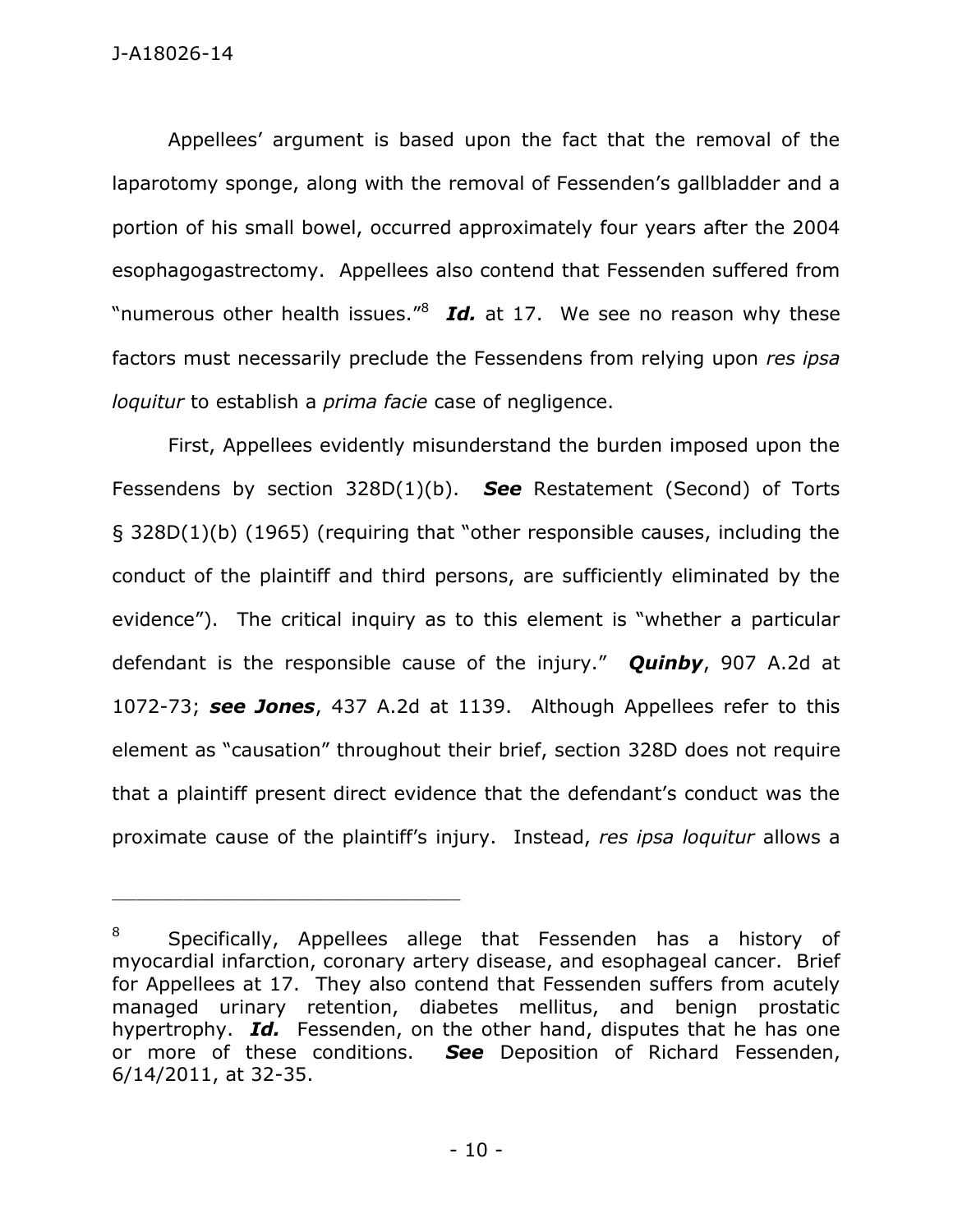Appellees' argument is based upon the fact that the removal of the laparotomy sponge, along with the removal of Fessenden's gallbladder and a portion of his small bowel, occurred approximately four years after the 2004 esophagogastrectomy. Appellees also contend that Fessenden suffered from "numerous other health issues."[8] ***Id.*** at 17. We see no reason why these factors must necessarily preclude the Fessendens from relying upon *res ipsa loquitur* to establish a *prima facie* case of negligence.

First, Appellees evidently misunderstand the burden imposed upon the Fessendens by section 328D(1)(b). ***See*** Restatement (Second) of Torts § 328D(1)(b) (1965) (requiring that "other responsible causes, including the conduct of the plaintiff and third persons, are sufficiently eliminated by the evidence"). The critical inquiry as to this element is "whether a particular defendant is the responsible cause of the injury." ***Quinby***, 907 A.2d at 1072-73; ***see Jones***, 437 A.2d at 1139. Although Appellees refer to this element as "causation" throughout their brief, section 328D does not require that a plaintiff present direct evidence that the defendant's conduct was the proximate cause of the plaintiff's injury. Instead, *res ipsa loquitur* allows a

---

[8] Specifically, Appellees allege that Fessenden has a history of myocardial infarction, coronary artery disease, and esophageal cancer. Brief for Appellees at 17. They also contend that Fessenden suffers from acutely managed urinary retention, diabetes mellitus, and benign prostatic hypertrophy. ***Id.*** Fessenden, on the other hand, disputes that he has one or more of these conditions. ***See*** Deposition of Richard Fessenden, 6/14/2011, at 32-35.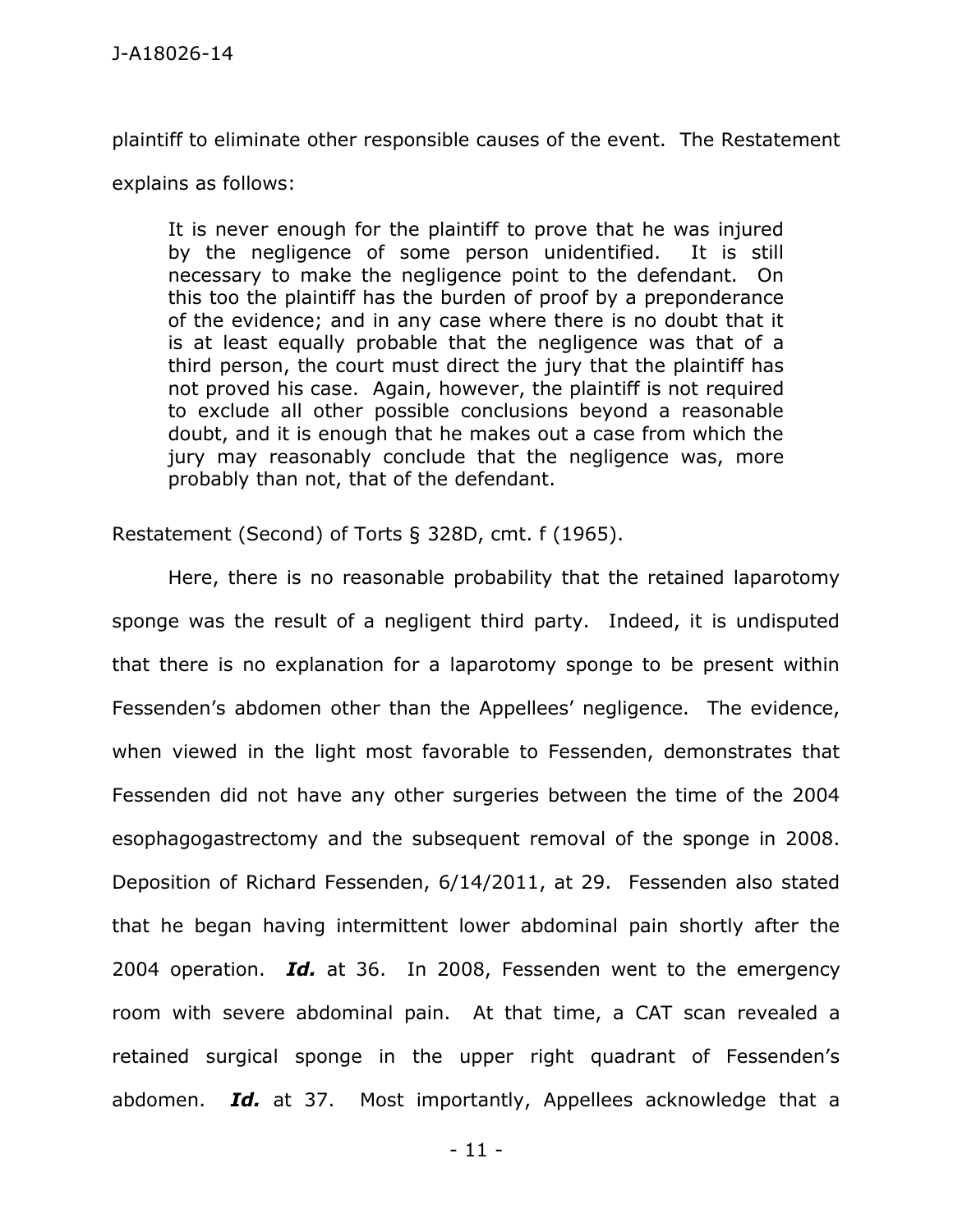plaintiff to eliminate other responsible causes of the event. The Restatement explains as follows:

> It is never enough for the plaintiff to prove that he was injured by the negligence of some person unidentified. It is still necessary to make the negligence point to the defendant. On this too the plaintiff has the burden of proof by a preponderance of the evidence; and in any case where there is no doubt that it is at least equally probable that the negligence was that of a third person, the court must direct the jury that the plaintiff has not proved his case. Again, however, the plaintiff is not required to exclude all other possible conclusions beyond a reasonable doubt, and it is enough that he makes out a case from which the jury may reasonably conclude that the negligence was, more probably than not, that of the defendant.

Restatement (Second) of Torts § 328D, cmt. f (1965).

Here, there is no reasonable probability that the retained laparotomy sponge was the result of a negligent third party. Indeed, it is undisputed that there is no explanation for a laparotomy sponge to be present within Fessenden's abdomen other than the Appellees' negligence. The evidence, when viewed in the light most favorable to Fessenden, demonstrates that Fessenden did not have any other surgeries between the time of the 2004 esophagogastrectomy and the subsequent removal of the sponge in 2008. Deposition of Richard Fessenden, 6/14/2011, at 29. Fessenden also stated that he began having intermittent lower abdominal pain shortly after the 2004 operation. ***Id.*** at 36. In 2008, Fessenden went to the emergency room with severe abdominal pain. At that time, a CAT scan revealed a retained surgical sponge in the upper right quadrant of Fessenden's abdomen. ***Id.*** at 37. Most importantly, Appellees acknowledge that a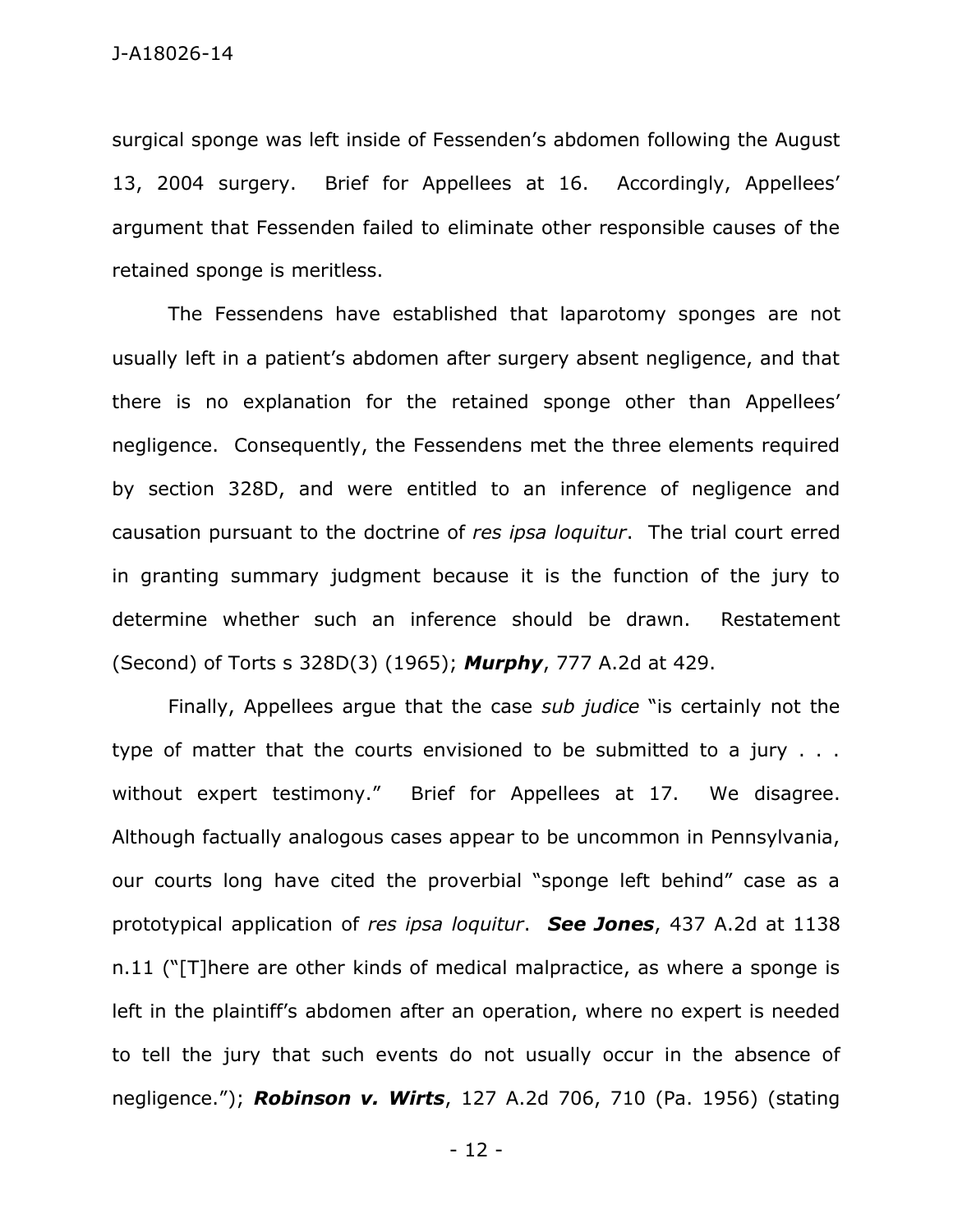surgical sponge was left inside of Fessenden's abdomen following the August 13, 2004 surgery. Brief for Appellees at 16. Accordingly, Appellees' argument that Fessenden failed to eliminate other responsible causes of the retained sponge is meritless.

The Fessendens have established that laparotomy sponges are not usually left in a patient's abdomen after surgery absent negligence, and that there is no explanation for the retained sponge other than Appellees' negligence. Consequently, the Fessendens met the three elements required by section 328D, and were entitled to an inference of negligence and causation pursuant to the doctrine of *res ipsa loquitur*. The trial court erred in granting summary judgment because it is the function of the jury to determine whether such an inference should be drawn. Restatement (Second) of Torts s 328D(3) (1965); ***Murphy***, 777 A.2d at 429.

Finally, Appellees argue that the case *sub judice* "is certainly not the type of matter that the courts envisioned to be submitted to a jury . . . without expert testimony." Brief for Appellees at 17. We disagree. Although factually analogous cases appear to be uncommon in Pennsylvania, our courts long have cited the proverbial "sponge left behind" case as a prototypical application of *res ipsa loquitur*. ***See Jones***, 437 A.2d at 1138 n.11 ("[T]here are other kinds of medical malpractice, as where a sponge is left in the plaintiff's abdomen after an operation, where no expert is needed to tell the jury that such events do not usually occur in the absence of negligence."); ***Robinson v. Wirts***, 127 A.2d 706, 710 (Pa. 1956) (stating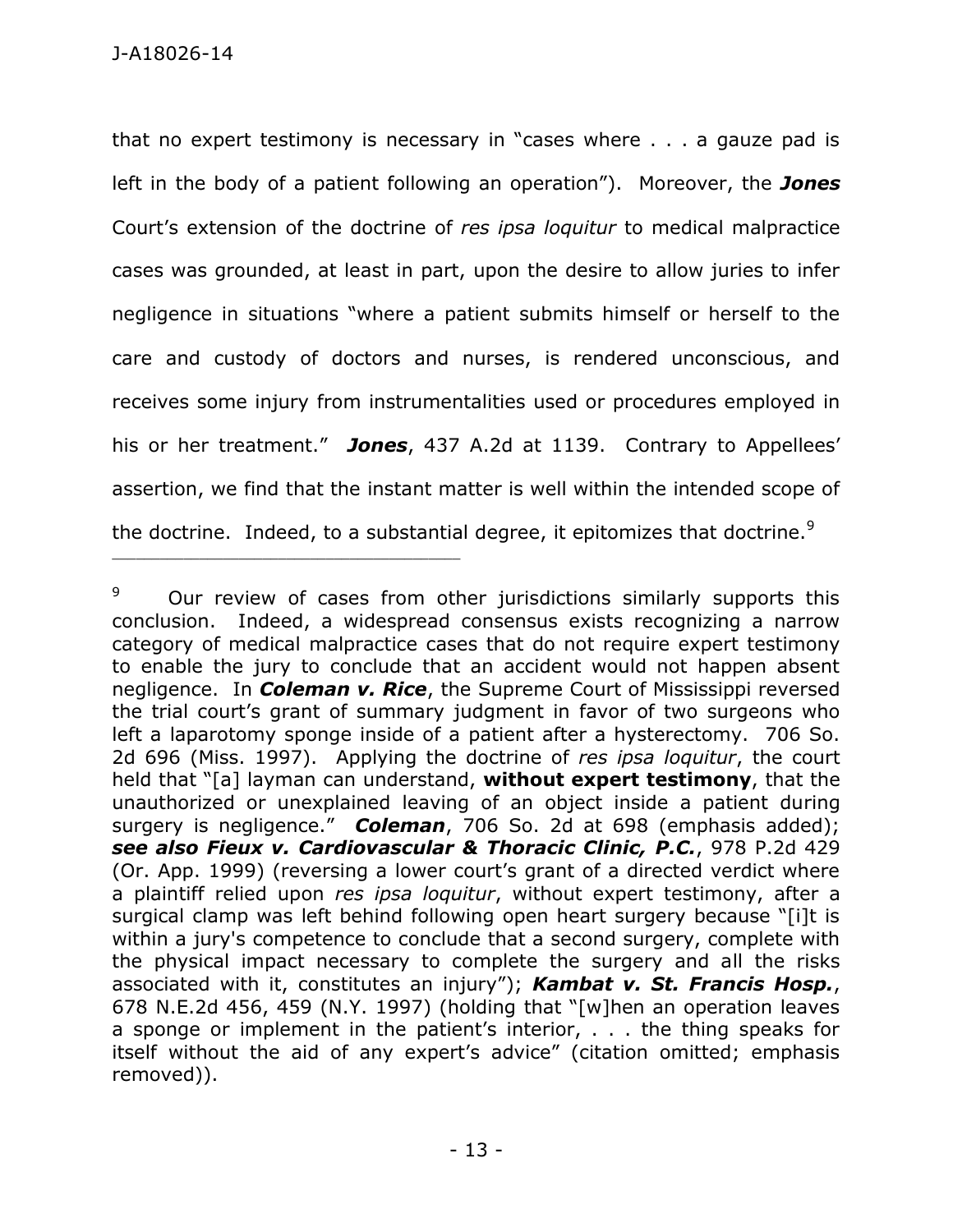that no expert testimony is necessary in "cases where . . . a gauze pad is left in the body of a patient following an operation"). Moreover, the ***Jones*** Court's extension of the doctrine of *res ipsa loquitur* to medical malpractice cases was grounded, at least in part, upon the desire to allow juries to infer negligence in situations "where a patient submits himself or herself to the care and custody of doctors and nurses, is rendered unconscious, and receives some injury from instrumentalities used or procedures employed in his or her treatment." ***Jones***, 437 A.2d at 1139. Contrary to Appellees' assertion, we find that the instant matter is well within the intended scope of the doctrine. Indeed, to a substantial degree, it epitomizes that doctrine.[9]

---

[9] Our review of cases from other jurisdictions similarly supports this conclusion. Indeed, a widespread consensus exists recognizing a narrow category of medical malpractice cases that do not require expert testimony to enable the jury to conclude that an accident would not happen absent negligence. In ***Coleman v. Rice***, the Supreme Court of Mississippi reversed the trial court's grant of summary judgment in favor of two surgeons who left a laparotomy sponge inside of a patient after a hysterectomy. 706 So. 2d 696 (Miss. 1997). Applying the doctrine of *res ipsa loquitur*, the court held that "[a] layman can understand, **without expert testimony**, that the unauthorized or unexplained leaving of an object inside a patient during surgery is negligence." ***Coleman***, 706 So. 2d at 698 (emphasis added); ***see also Fieux v. Cardiovascular & Thoracic Clinic, P.C.***, 978 P.2d 429 (Or. App. 1999) (reversing a lower court's grant of a directed verdict where a plaintiff relied upon *res ipsa loquitur*, without expert testimony, after a surgical clamp was left behind following open heart surgery because "[i]t is within a jury's competence to conclude that a second surgery, complete with the physical impact necessary to complete the surgery and all the risks associated with it, constitutes an injury"); ***Kambat v. St. Francis Hosp.***, 678 N.E.2d 456, 459 (N.Y. 1997) (holding that "[w]hen an operation leaves a sponge or implement in the patient's interior, . . . the thing speaks for itself without the aid of any expert's advice" (citation omitted; emphasis removed)).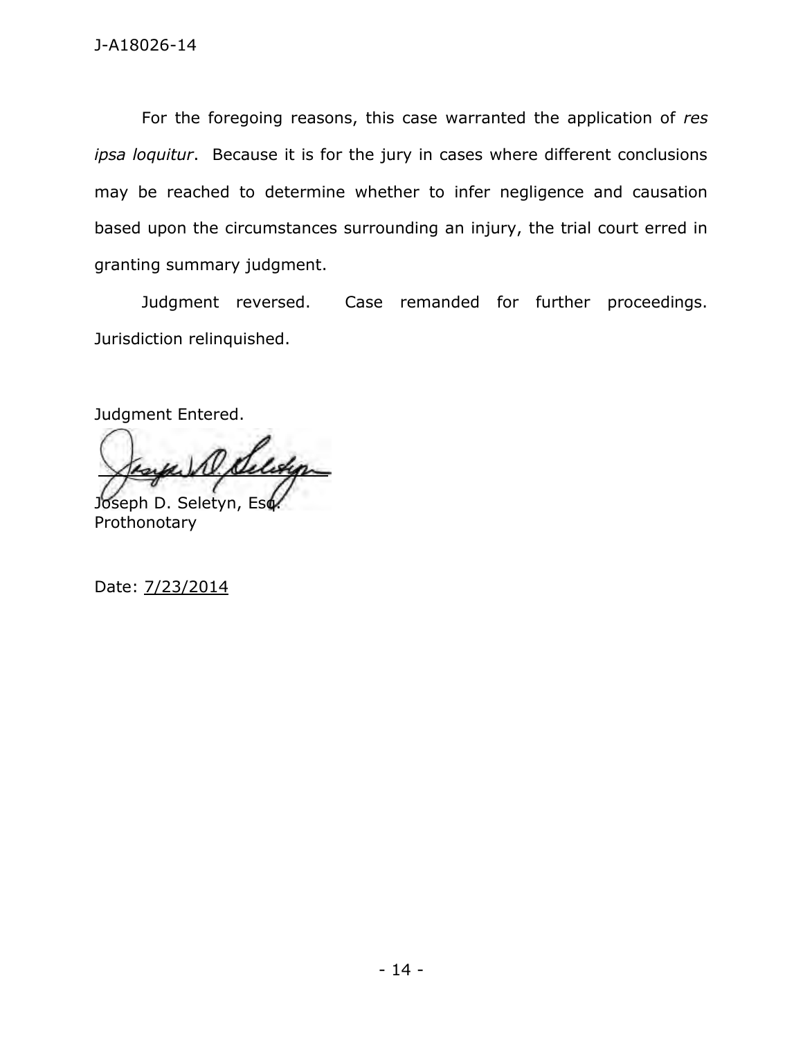For the foregoing reasons, this case warranted the application of *res ipsa loquitur*. Because it is for the jury in cases where different conclusions may be reached to determine whether to infer negligence and causation based upon the circumstances surrounding an injury, the trial court erred in granting summary judgment.

Judgment reversed. Case remanded for further proceedings. Jurisdiction relinquished.

Judgment Entered.

Joseph D. Seletyn, Esq.
Prothonotary

Date: 7/23/2014